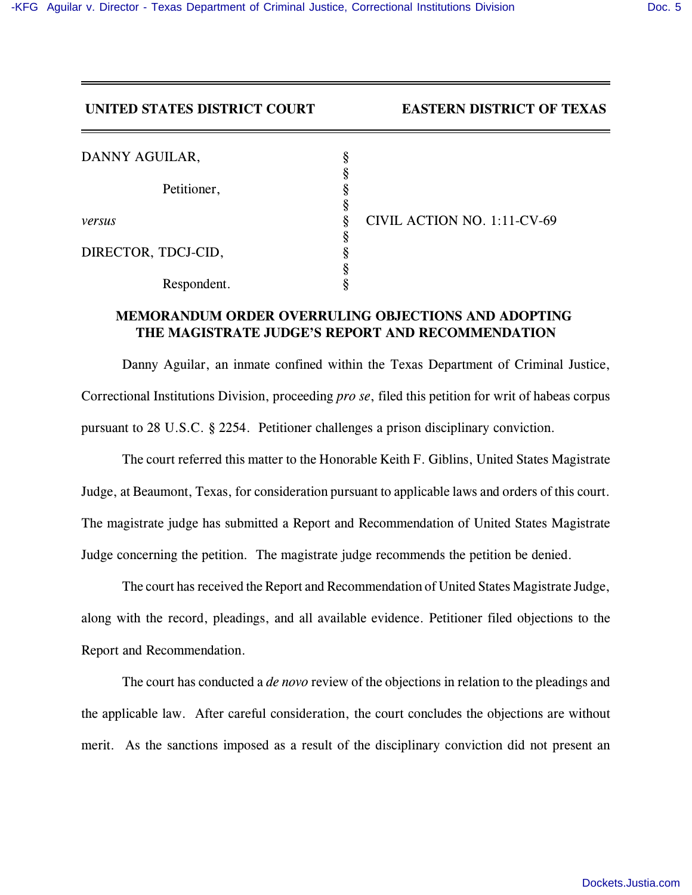**UNITED STATES DISTRICT COURT** **EASTERN DISTRICT OF TEXAS**

| | | |
|---|---|---|
| DANNY AGUILAR, | § | |
| | § | |
| Petitioner, | § | |
| | § | |
| *versus* | § | CIVIL ACTION NO. 1:11-CV-69 |
| | § | |
| DIRECTOR, TDCJ-CID, | § | |
| | § | |
| Respondent. | § | |

## MEMORANDUM ORDER OVERRULING OBJECTIONS AND ADOPTING THE MAGISTRATE JUDGE'S REPORT AND RECOMMENDATION

Danny Aguilar, an inmate confined within the Texas Department of Criminal Justice, Correctional Institutions Division, proceeding *pro se*, filed this petition for writ of habeas corpus pursuant to 28 U.S.C. § 2254. Petitioner challenges a prison disciplinary conviction.

The court referred this matter to the Honorable Keith F. Giblins, United States Magistrate Judge, at Beaumont, Texas, for consideration pursuant to applicable laws and orders of this court. The magistrate judge has submitted a Report and Recommendation of United States Magistrate Judge concerning the petition. The magistrate judge recommends the petition be denied.

The court has received the Report and Recommendation of United States Magistrate Judge, along with the record, pleadings, and all available evidence. Petitioner filed objections to the Report and Recommendation.

The court has conducted a *de novo* review of the objections in relation to the pleadings and the applicable law. After careful consideration, the court concludes the objections are without merit. As the sanctions imposed as a result of the disciplinary conviction did not present an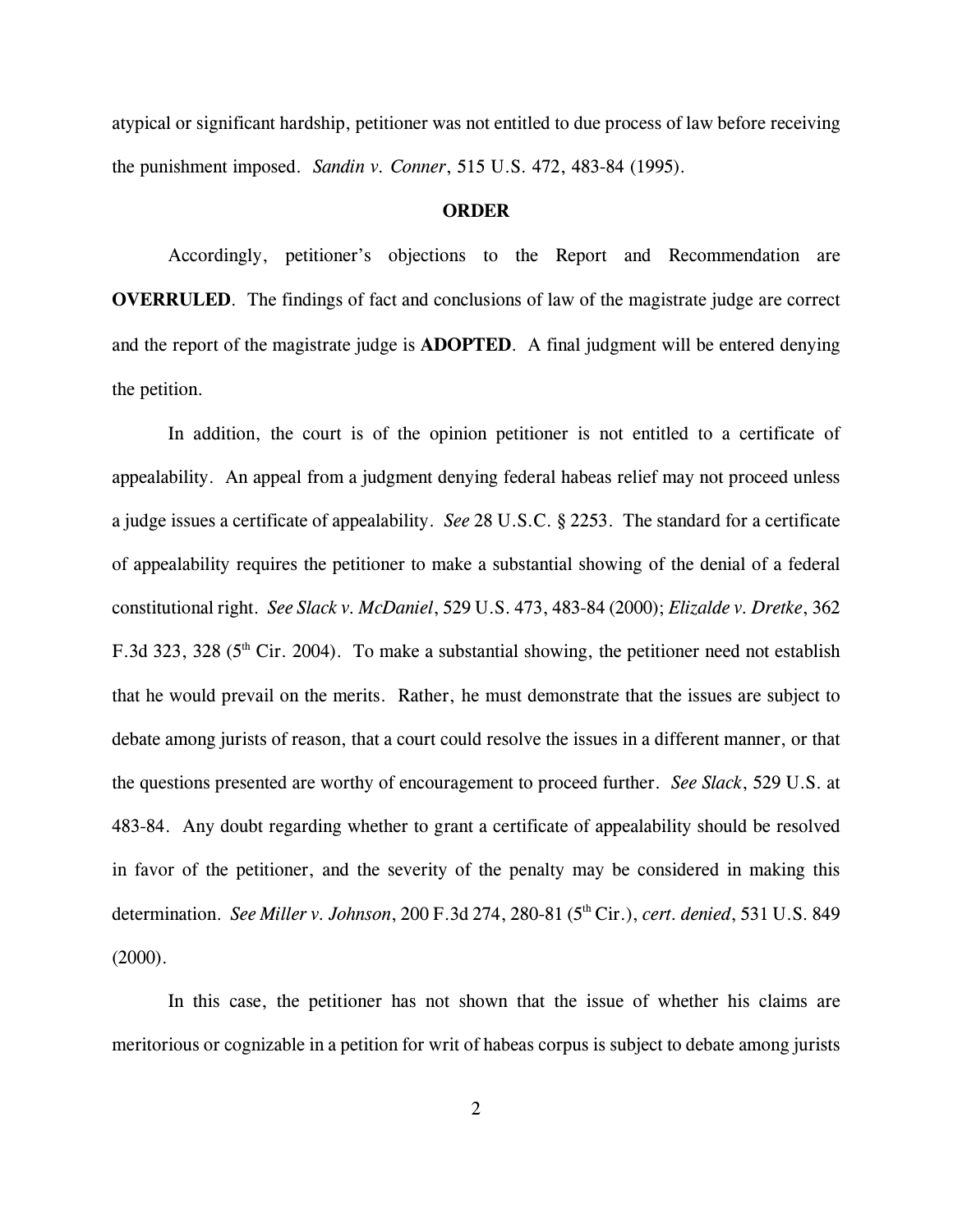atypical or significant hardship, petitioner was not entitled to due process of law before receiving the punishment imposed. *Sandin v. Conner*, 515 U.S. 472, 483-84 (1995).

**ORDER**

Accordingly, petitioner's objections to the Report and Recommendation are **OVERRULED**. The findings of fact and conclusions of law of the magistrate judge are correct and the report of the magistrate judge is **ADOPTED**. A final judgment will be entered denying the petition.

In addition, the court is of the opinion petitioner is not entitled to a certificate of appealability. An appeal from a judgment denying federal habeas relief may not proceed unless a judge issues a certificate of appealability. *See* 28 U.S.C. § 2253. The standard for a certificate of appealability requires the petitioner to make a substantial showing of the denial of a federal constitutional right. *See Slack v. McDaniel*, 529 U.S. 473, 483-84 (2000); *Elizalde v. Dretke*, 362 F.3d 323, 328 (5th Cir. 2004). To make a substantial showing, the petitioner need not establish that he would prevail on the merits. Rather, he must demonstrate that the issues are subject to debate among jurists of reason, that a court could resolve the issues in a different manner, or that the questions presented are worthy of encouragement to proceed further. *See Slack*, 529 U.S. at 483-84. Any doubt regarding whether to grant a certificate of appealability should be resolved in favor of the petitioner, and the severity of the penalty may be considered in making this determination. *See Miller v. Johnson*, 200 F.3d 274, 280-81 (5th Cir.), *cert. denied*, 531 U.S. 849 (2000).

In this case, the petitioner has not shown that the issue of whether his claims are meritorious or cognizable in a petition for writ of habeas corpus is subject to debate among jurists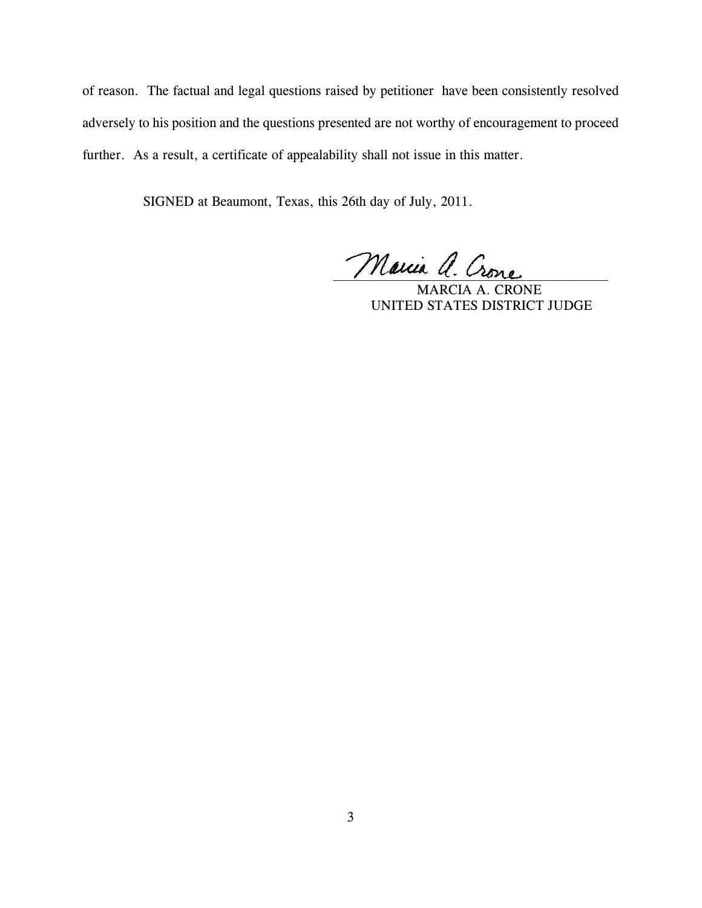of reason. The factual and legal questions raised by petitioner have been consistently resolved adversely to his position and the questions presented are not worthy of encouragement to proceed further. As a result, a certificate of appealability shall not issue in this matter.

SIGNED at Beaumont, Texas, this 26th day of July, 2011.

Marcia A. Crone

MARCIA A. CRONE
UNITED STATES DISTRICT JUDGE